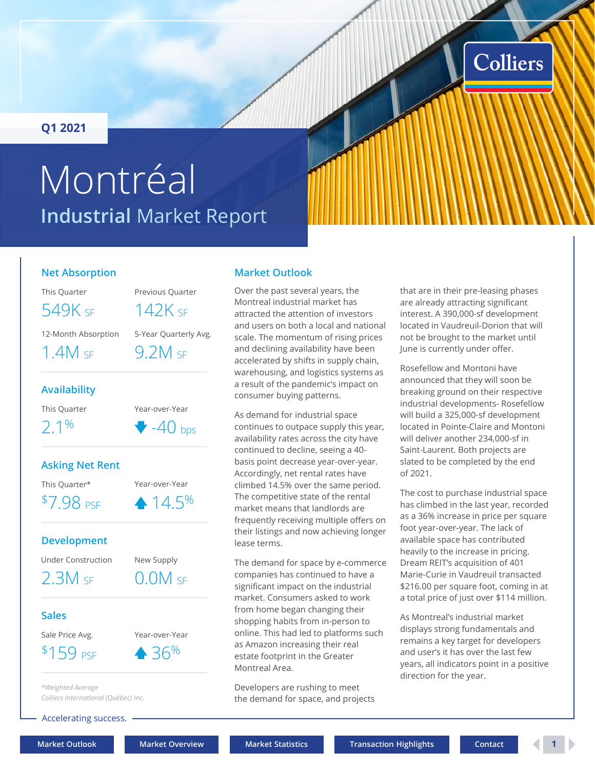Q1 2021

# Montréal

## Industrial Market Report

### Net Absorption

| This Quarter | Previous Quarter |
|---|---|
| 549K SF | 142K SF |

| 12-Month Absorption | 5-Year Quarterly Avg. |
|---|---|
| 1.4M SF | 9.2M SF |

### Availability

| This Quarter | Year-over-Year |
|---|---|
| 2.1% | ▼ -40 bps |

### Asking Net Rent

| This Quarter* | Year-over-Year |
|---|---|
| $7.98 PSF | ▲ 14.5% |

### Development

| Under Construction | New Supply |
|---|---|
| 2.3M SF | 0.0M SF |

### Sales

| Sale Price Avg. | Year-over-Year |
|---|---|
| $159 PSF | ▲ 36% |

*\*Weighted Average*

*Colliers International (Québec) Inc.*

## Market Outlook

Over the past several years, the Montreal industrial market has attracted the attention of investors and users on both a local and national scale. The momentum of rising prices and declining availability have been accelerated by shifts in supply chain, warehousing, and logistics systems as a result of the pandemic's impact on consumer buying patterns.

As demand for industrial space continues to outpace supply this year, availability rates across the city have continued to decline, seeing a 40-basis point decrease year-over-year. Accordingly, net rental rates have climbed 14.5% over the same period. The competitive state of the rental market means that landlords are frequently receiving multiple offers on their listings and now achieving longer lease terms.

The demand for space by e-commerce companies has continued to have a significant impact on the industrial market. Consumers asked to work from home began changing their shopping habits from in-person to online. This had led to platforms such as Amazon increasing their real estate footprint in the Greater Montreal Area.

Developers are rushing to meet the demand for space, and projects that are in their pre-leasing phases are already attracting significant interest. A 390,000-sf development located in Vaudreuil-Dorion that will not be brought to the market until June is currently under offer.

Rosefellow and Montoni have announced that they will soon be breaking ground on their respective industrial developments- Rosefellow will build a 325,000-sf development located in Pointe-Claire and Montoni will deliver another 234,000-sf in Saint-Laurent. Both projects are slated to be completed by the end of 2021.

The cost to purchase industrial space has climbed in the last year, recorded as a 36% increase in price per square foot year-over-year. The lack of available space has contributed heavily to the increase in pricing. Dream REIT's acquisition of 401 Marie-Curie in Vaudreuil transacted $216.00 per square foot, coming in at a total price of just over $114 million.

As Montreal's industrial market displays strong fundamentals and remains a key target for developers and user's it has over the last few years, all indicators point in a positive direction for the year.

Accelerating success.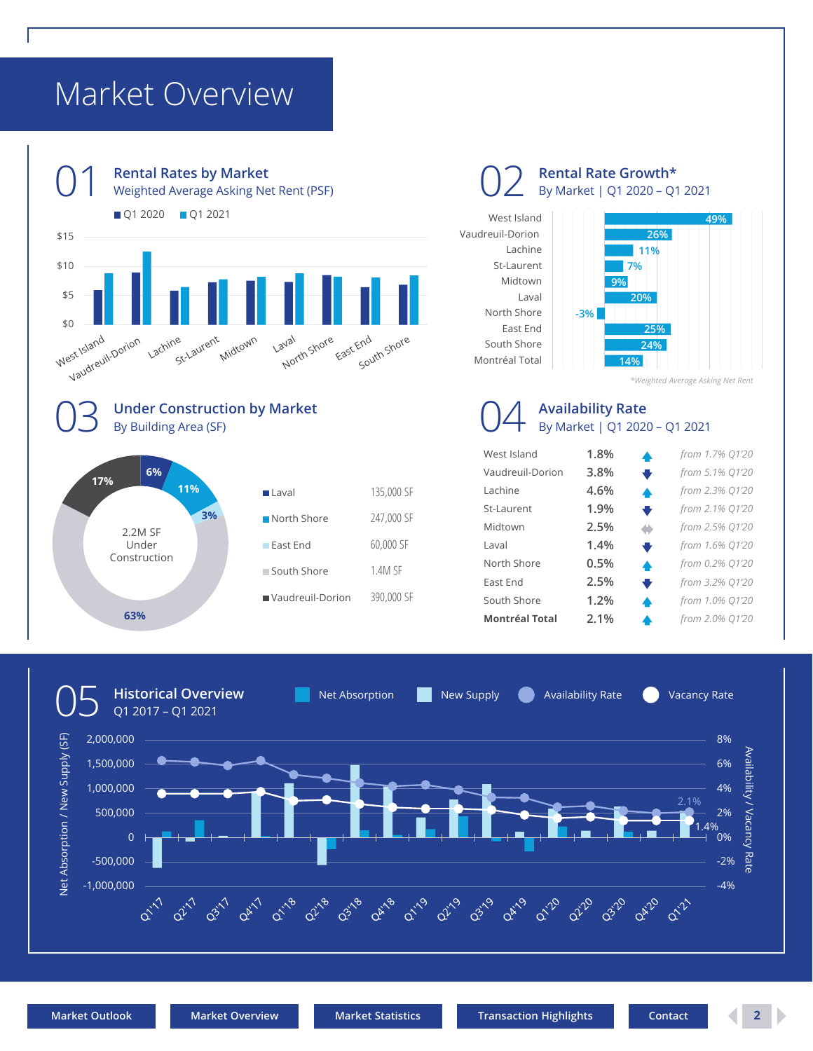# Market Overview

## 01 Rental Rates by Market

Weighted Average Asking Net Rent (PSF)

Q1 2020 | Q1 2021

West Island, Vaudreuil-Dorion, Lachine, St-Laurent, Midtown, Laval, North Shore, East End, South Shore

## 02 Rental Rate Growth*

By Market | Q1 2020 – Q1 2021

| Market | Growth |
|---|---|
| West Island | 49% |
| Vaudreuil-Dorion | 26% |
| Lachine | 11% |
| St-Laurent | 7% |
| Midtown | 9% |
| Laval | 20% |
| North Shore | -3% |
| East End | 25% |
| South Shore | 24% |
| Montréal Total | 14% |

*Weighted Average Asking Net Rent

## 03 Under Construction by Market

By Building Area (SF)

2.2M SF Under Construction

| Market | Building Area | Share |
|---|---|---|
| Laval | 135,000 SF | 6% |
| North Shore | 247,000 SF | 11% |
| East End | 60,000 SF | 3% |
| South Shore | 1.4M SF | 63% |
| Vaudreuil-Dorion | 390,000 SF | 17% |

## 04 Availability Rate

By Market | Q1 2020 – Q1 2021

| Market | Rate | Change | Q1'20 |
|---|---|---|---|
| West Island | 1.8% | ▲ | from 1.7% Q1'20 |
| Vaudreuil-Dorion | 3.8% | ▼ | from 5.1% Q1'20 |
| Lachine | 4.6% | ▲ | from 2.3% Q1'20 |
| St-Laurent | 1.9% | ▼ | from 2.1% Q1'20 |
| Midtown | 2.5% | ◆ | from 2.5% Q1'20 |
| Laval | 1.4% | ▼ | from 1.6% Q1'20 |
| North Shore | 0.5% | ▲ | from 0.2% Q1'20 |
| East End | 2.5% | ▼ | from 3.2% Q1'20 |
| South Shore | 1.2% | ▲ | from 1.0% Q1'20 |
| **Montréal Total** | 2.1% | ▲ | from 2.0% Q1'20 |

## 05 Historical Overview

Q1 2017 – Q1 2021

Net Absorption | New Supply | Availability Rate | Vacancy Rate

Latest values (Q1'21): Availability Rate 2.1%, Vacancy Rate 1.4%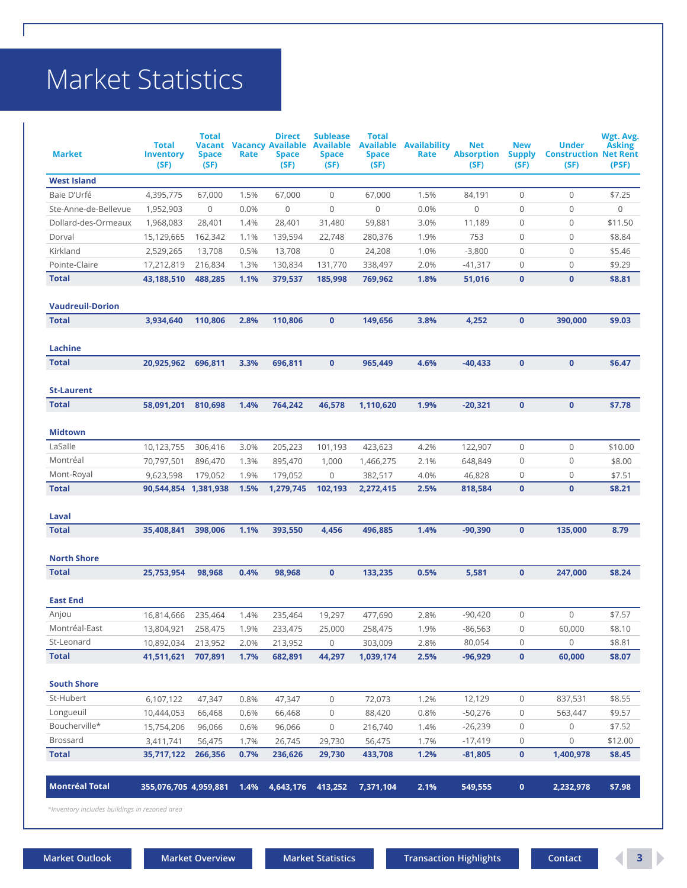# Market Statistics

| Market | Total Inventory (SF) | Total Vacant Space (SF) | Vacancy Rate | Direct Available Space (SF) | Sublease Available Space (SF) | Total Available Space (SF) | Availability Rate | Net Absorption (SF) | New Supply (SF) | Under Construction (SF) | Wgt. Avg. Asking Net Rent (PSF) |
|---|---|---|---|---|---|---|---|---|---|---|---|
| **West Island** | | | | | | | | | | | |
| Baie D'Urfé | 4,395,775 | 67,000 | 1.5% | 67,000 | 0 | 67,000 | 1.5% | 84,191 | 0 | 0 | $7.25 |
| Ste-Anne-de-Bellevue | 1,952,903 | 0 | 0.0% | 0 | 0 | 0 | 0.0% | 0 | 0 | 0 | 0 |
| Dollard-des-Ormeaux | 1,968,083 | 28,401 | 1.4% | 28,401 | 31,480 | 59,881 | 3.0% | 11,189 | 0 | 0 | $11.50 |
| Dorval | 15,129,665 | 162,342 | 1.1% | 139,594 | 22,748 | 280,376 | 1.9% | 753 | 0 | 0 | $8.84 |
| Kirkland | 2,529,265 | 13,708 | 0.5% | 13,708 | 0 | 24,208 | 1.0% | -3,800 | 0 | 0 | $5.46 |
| Pointe-Claire | 17,212,819 | 216,834 | 1.3% | 130,834 | 131,770 | 338,497 | 2.0% | -41,317 | 0 | 0 | $9.29 |
| **Total** | **43,188,510** | **488,285** | **1.1%** | **379,537** | **185,998** | **769,962** | **1.8%** | **51,016** | **0** | **0** | **$8.81** |
| **Vaudreuil-Dorion** | | | | | | | | | | | |
| **Total** | **3,934,640** | **110,806** | **2.8%** | **110,806** | **0** | **149,656** | **3.8%** | **4,252** | **0** | **390,000** | **$9.03** |
| **Lachine** | | | | | | | | | | | |
| **Total** | **20,925,962** | **696,811** | **3.3%** | **696,811** | **0** | **965,449** | **4.6%** | **-40,433** | **0** | **0** | **$6.47** |
| **St-Laurent** | | | | | | | | | | | |
| **Total** | **58,091,201** | **810,698** | **1.4%** | **764,242** | **46,578** | **1,110,620** | **1.9%** | **-20,321** | **0** | **0** | **$7.78** |
| **Midtown** | | | | | | | | | | | |
| LaSalle | 10,123,755 | 306,416 | 3.0% | 205,223 | 101,193 | 423,623 | 4.2% | 122,907 | 0 | 0 | $10.00 |
| Montréal | 70,797,501 | 896,470 | 1.3% | 895,470 | 1,000 | 1,466,275 | 2.1% | 648,849 | 0 | 0 | $8.00 |
| Mont-Royal | 9,623,598 | 179,052 | 1.9% | 179,052 | 0 | 382,517 | 4.0% | 46,828 | 0 | 0 | $7.51 |
| **Total** | **90,544,854** | **1,381,938** | **1.5%** | **1,279,745** | **102,193** | **2,272,415** | **2.5%** | **818,584** | **0** | **0** | **$8.21** |
| **Laval** | | | | | | | | | | | |
| **Total** | **35,408,841** | **398,006** | **1.1%** | **393,550** | **4,456** | **496,885** | **1.4%** | **-90,390** | **0** | **135,000** | **8.79** |
| **North Shore** | | | | | | | | | | | |
| **Total** | **25,753,954** | **98,968** | **0.4%** | **98,968** | **0** | **133,235** | **0.5%** | **5,581** | **0** | **247,000** | **$8.24** |
| **East End** | | | | | | | | | | | |
| Anjou | 16,814,666 | 235,464 | 1.4% | 235,464 | 19,297 | 477,690 | 2.8% | -90,420 | 0 | 0 | $7.57 |
| Montréal-East | 13,804,921 | 258,475 | 1.9% | 233,475 | 25,000 | 258,475 | 1.9% | -86,563 | 0 | 60,000 | $8.10 |
| St-Leonard | 10,892,034 | 213,952 | 2.0% | 213,952 | 0 | 303,009 | 2.8% | 80,054 | 0 | 0 | $8.81 |
| **Total** | **41,511,621** | **707,891** | **1.7%** | **682,891** | **44,297** | **1,039,174** | **2.5%** | **-96,929** | **0** | **60,000** | **$8.07** |
| **South Shore** | | | | | | | | | | | |
| St-Hubert | 6,107,122 | 47,347 | 0.8% | 47,347 | 0 | 72,073 | 1.2% | 12,129 | 0 | 837,531 | $8.55 |
| Longueuil | 10,444,053 | 66,468 | 0.6% | 66,468 | 0 | 88,420 | 0.8% | -50,276 | 0 | 563,447 | $9.57 |
| Boucherville* | 15,754,206 | 96,066 | 0.6% | 96,066 | 0 | 216,740 | 1.4% | -26,239 | 0 | 0 | $7.52 |
| Brossard | 3,411,741 | 56,475 | 1.7% | 26,745 | 29,730 | 56,475 | 1.7% | -17,419 | 0 | 0 | $12.00 |
| **Total** | **35,717,122** | **266,356** | **0.7%** | **236,626** | **29,730** | **433,708** | **1.2%** | **-81,805** | **0** | **1,400,978** | **$8.45** |
| **Montréal Total** | **355,076,705** | **4,959,881** | **1.4%** | **4,643,176** | **413,252** | **7,371,104** | **2.1%** | **549,555** | **0** | **2,232,978** | **$7.98** |

*\*Inventory includes buildings in rezoned area*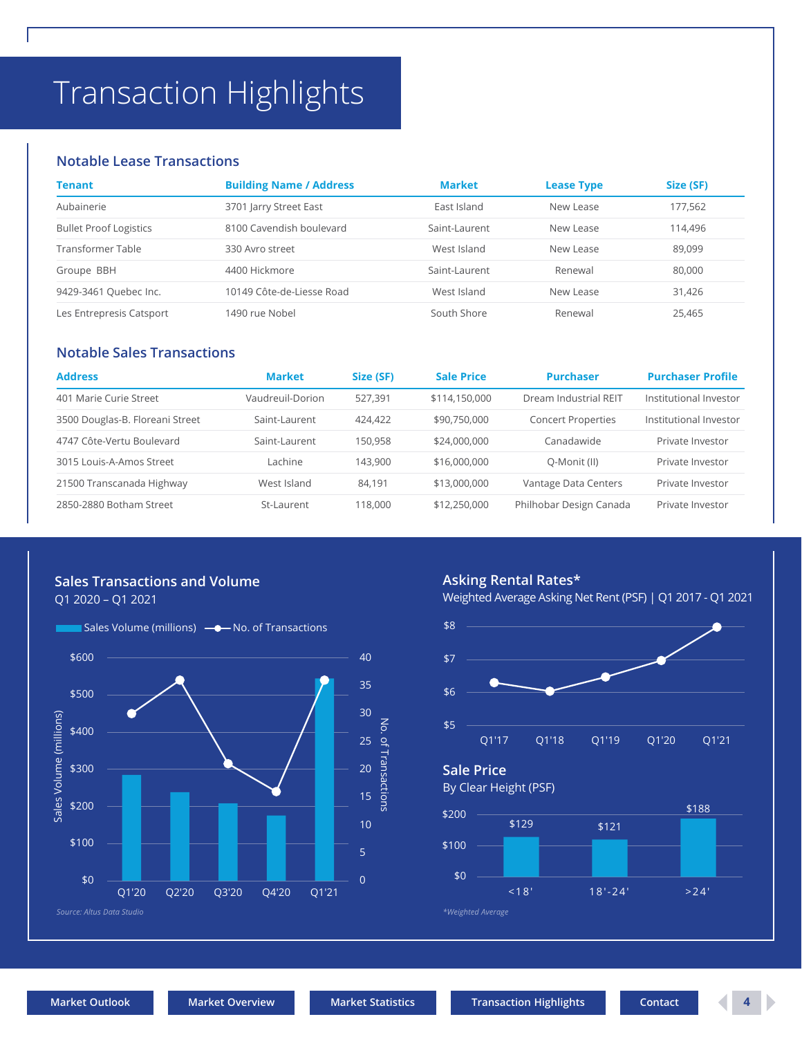# Transaction Highlights

## Notable Lease Transactions

| Tenant | Building Name / Address | Market | Lease Type | Size (SF) |
|---|---|---|---|---|
| Aubainerie | 3701 Jarry Street East | East Island | New Lease | 177,562 |
| Bullet Proof Logistics | 8100 Cavendish boulevard | Saint-Laurent | New Lease | 114,496 |
| Transformer Table | 330 Avro street | West Island | New Lease | 89,099 |
| Groupe BBH | 4400 Hickmore | Saint-Laurent | Renewal | 80,000 |
| 9429-3461 Quebec Inc. | 10149 Côte-de-Liesse Road | West Island | New Lease | 31,426 |
| Les Entrepresis Catsport | 1490 rue Nobel | South Shore | Renewal | 25,465 |

## Notable Sales Transactions

| Address | Market | Size (SF) | Sale Price | Purchaser | Purchaser Profile |
|---|---|---|---|---|---|
| 401 Marie Curie Street | Vaudreuil-Dorion | 527,391 | $114,150,000 | Dream Industrial REIT | Institutional Investor |
| 3500 Douglas-B. Floreani Street | Saint-Laurent | 424,422 | $90,750,000 | Concert Properties | Institutional Investor |
| 4747 Côte-Vertu Boulevard | Saint-Laurent | 150,958 | $24,000,000 | Canadawide | Private Investor |
| 3015 Louis-A-Amos Street | Lachine | 143,900 | $16,000,000 | Q-Monit (II) | Private Investor |
| 21500 Transcanada Highway | West Island | 84,191 | $13,000,000 | Vantage Data Centers | Private Investor |
| 2850-2880 Botham Street | St-Laurent | 118,000 | $12,250,000 | Philhobar Design Canada | Private Investor |

## Sales Transactions and Volume

Q1 2020 – Q1 2021

Sales Volume (millions) — No. of Transactions

*Source: Altus Data Studio*

## Asking Rental Rates*

Weighted Average Asking Net Rent (PSF) | Q1 2017 - Q1 2021

## Sale Price

By Clear Height (PSF)

| Clear Height | Sale Price (PSF) |
|---|---|
| <18' | $129 |
| 18'-24' | $121 |
| >24' | $188 |

*\*Weighted Average*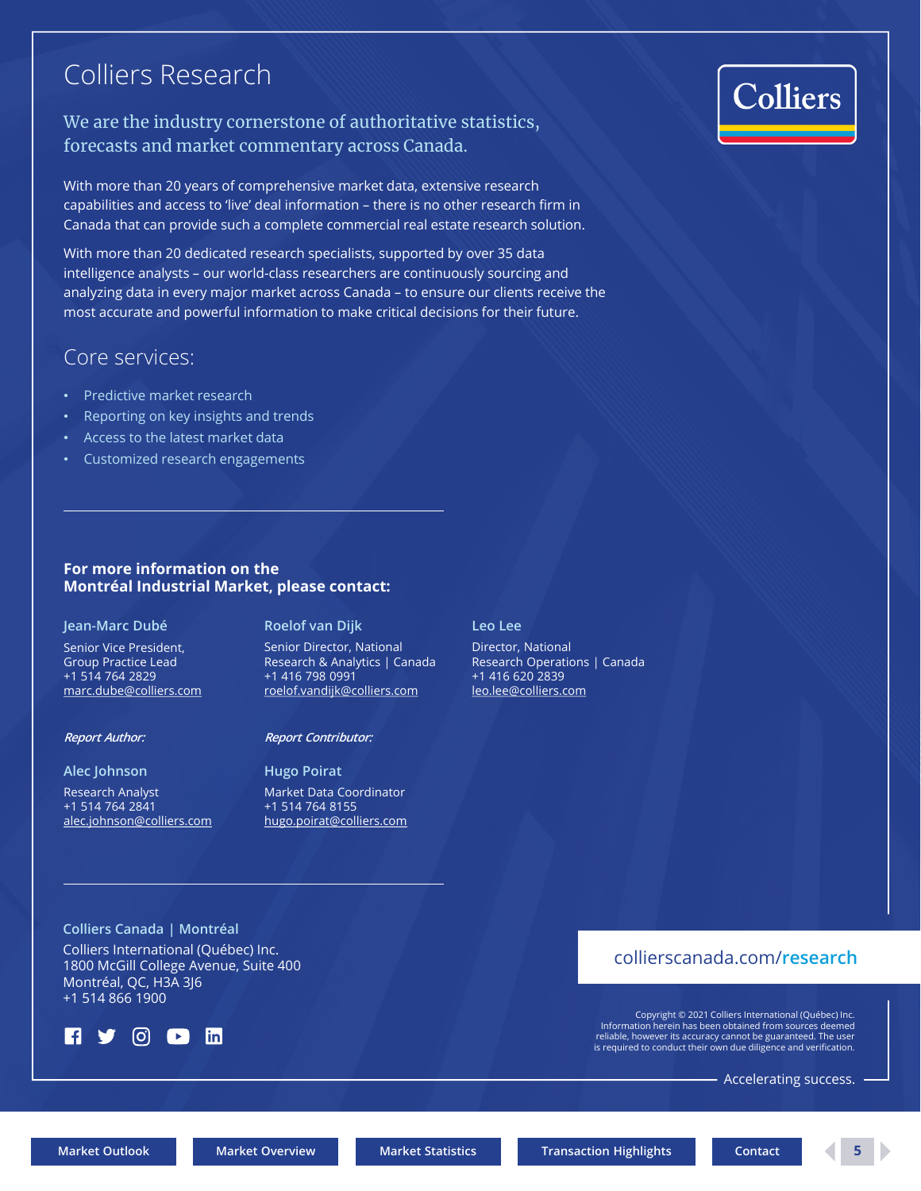# Colliers Research

## We are the industry cornerstone of authoritative statistics, forecasts and market commentary across Canada.

With more than 20 years of comprehensive market data, extensive research capabilities and access to 'live' deal information – there is no other research firm in Canada that can provide such a complete commercial real estate research solution.

With more than 20 dedicated research specialists, supported by over 35 data intelligence analysts – our world-class researchers are continuously sourcing and analyzing data in every major market across Canada – to ensure our clients receive the most accurate and powerful information to make critical decisions for their future.

## Core services:

- Predictive market research
- Reporting on key insights and trends
- Access to the latest market data
- Customized research engagements

**For more information on the Montréal Industrial Market, please contact:**

**Jean-Marc Dubé**
Senior Vice President,
Group Practice Lead
+1 514 764 2829
marc.dube@colliers.com

**Roelof van Dijk**
Senior Director, National
Research & Analytics | Canada
+1 416 798 0991
roelof.vandijk@colliers.com

**Leo Lee**
Director, National
Research Operations | Canada
+1 416 620 2839
leo.lee@colliers.com

*Report Author:*

**Alec Johnson**
Research Analyst
+1 514 764 2841
alec.johnson@colliers.com

*Report Contributor:*

**Hugo Poirat**
Market Data Coordinator
+1 514 764 8155
hugo.poirat@colliers.com

**Colliers Canada | Montréal**
Colliers International (Québec) Inc.
1800 McGill College Avenue, Suite 400
Montréal, QC, H3A 3J6
+1 514 866 1900

collierscanada.com/research

Copyright © 2021 Colliers International (Québec) Inc. Information herein has been obtained from sources deemed reliable, however its accuracy cannot be guaranteed. The user is required to conduct their own due diligence and verification.

Accelerating success.